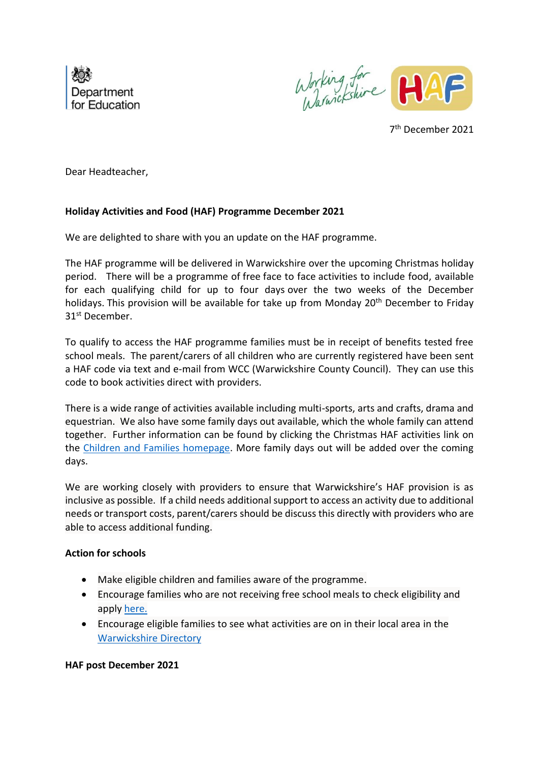Department for Education

Working for Warwickshire HAF

7th December 2021

Dear Headteacher,

**Holiday Activities and Food (HAF) Programme December 2021**

We are delighted to share with you an update on the HAF programme.

The HAF programme will be delivered in Warwickshire over the upcoming Christmas holiday period. There will be a programme of free face to face activities to include food, available for each qualifying child for up to four days over the two weeks of the December holidays. This provision will be available for take up from Monday 20th December to Friday 31st December.

To qualify to access the HAF programme families must be in receipt of benefits tested free school meals. The parent/carers of all children who are currently registered have been sent a HAF code via text and e-mail from WCC (Warwickshire County Council). They can use this code to book activities direct with providers.

There is a wide range of activities available including multi-sports, arts and crafts, drama and equestrian. We also have some family days out available, which the whole family can attend together. Further information can be found by clicking the Christmas HAF activities link on the Children and Families homepage. More family days out will be added over the coming days.

We are working closely with providers to ensure that Warwickshire's HAF provision is as inclusive as possible. If a child needs additional support to access an activity due to additional needs or transport costs, parent/carers should be discuss this directly with providers who are able to access additional funding.

**Action for schools**

- Make eligible children and families aware of the programme.
- Encourage families who are not receiving free school meals to check eligibility and apply here.
- Encourage eligible families to see what activities are on in their local area in the Warwickshire Directory

**HAF post December 2021**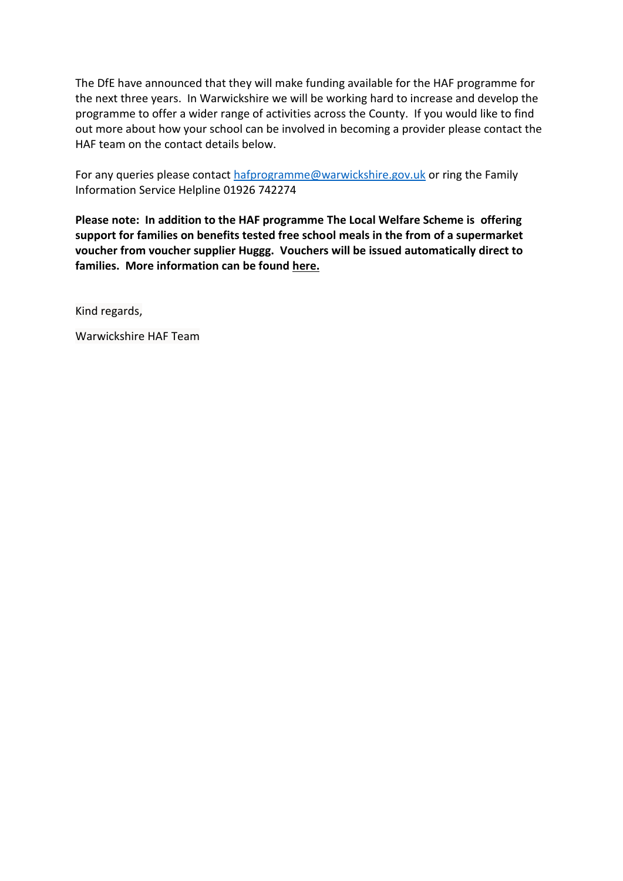The DfE have announced that they will make funding available for the HAF programme for the next three years. In Warwickshire we will be working hard to increase and develop the programme to offer a wider range of activities across the County. If you would like to find out more about how your school can be involved in becoming a provider please contact the HAF team on the contact details below.

For any queries please contact hafprogramme@warwickshire.gov.uk or ring the Family Information Service Helpline 01926 742274

**Please note: In addition to the HAF programme The Local Welfare Scheme is offering support for families on benefits tested free school meals in the from of a supermarket voucher from voucher supplier Huggg. Vouchers will be issued automatically direct to families. More information can be found here.**

Kind regards,

Warwickshire HAF Team